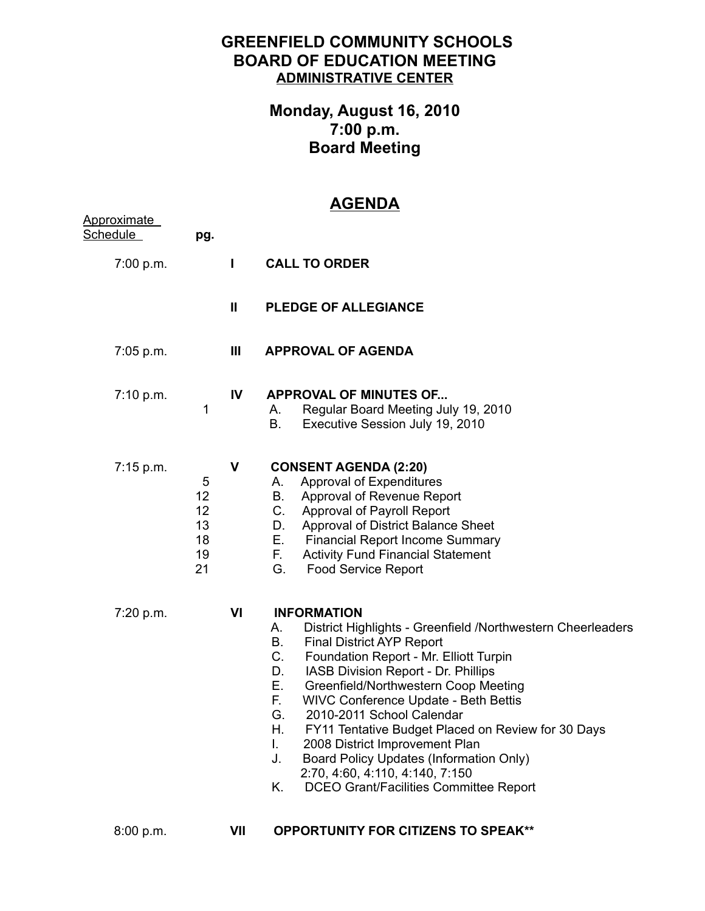# GREENFIELD COMMUNITY SCHOOLS
# BOARD OF EDUCATION MEETING
## ADMINISTRATIVE CENTER

## Monday, August 16, 2010
## 7:00 p.m.
## Board Meeting

## AGENDA

| Approximate Schedule | pg. | | |
|---|---|---|---|
| 7:00 p.m. | | I | **CALL TO ORDER** |
| | | II | **PLEDGE OF ALLEGIANCE** |
| 7:05 p.m. | | III | **APPROVAL OF AGENDA** |
| 7:10 p.m. | | IV | **APPROVAL OF MINUTES OF...** |
| | 1 | | A. Regular Board Meeting July 19, 2010 |
| | | | B. Executive Session July 19, 2010 |
| 7:15 p.m. | | V | **CONSENT AGENDA (2:20)** |
| | 5 | | A. Approval of Expenditures |
| | 12 | | B. Approval of Revenue Report |
| | 12 | | C. Approval of Payroll Report |
| | 13 | | D. Approval of District Balance Sheet |
| | 18 | | E. Financial Report Income Summary |
| | 19 | | F. Activity Fund Financial Statement |
| | 21 | | G. Food Service Report |
| 7:20 p.m. | | VI | **INFORMATION** |
| | | | A. District Highlights - Greenfield /Northwestern Cheerleaders |
| | | | B. Final District AYP Report |
| | | | C. Foundation Report - Mr. Elliott Turpin |
| | | | D. IASB Division Report - Dr. Phillips |
| | | | E. Greenfield/Northwestern Coop Meeting |
| | | | F. WIVC Conference Update - Beth Bettis |
| | | | G. 2010-2011 School Calendar |
| | | | H. FY11 Tentative Budget Placed on Review for 30 Days |
| | | | I. 2008 District Improvement Plan |
| | | | J. Board Policy Updates (Information Only) 2:70, 4:60, 4:110, 4:140, 7:150 |
| | | | K. DCEO Grant/Facilities Committee Report |
| 8:00 p.m. | | VII | **OPPORTUNITY FOR CITIZENS TO SPEAK\*\*** |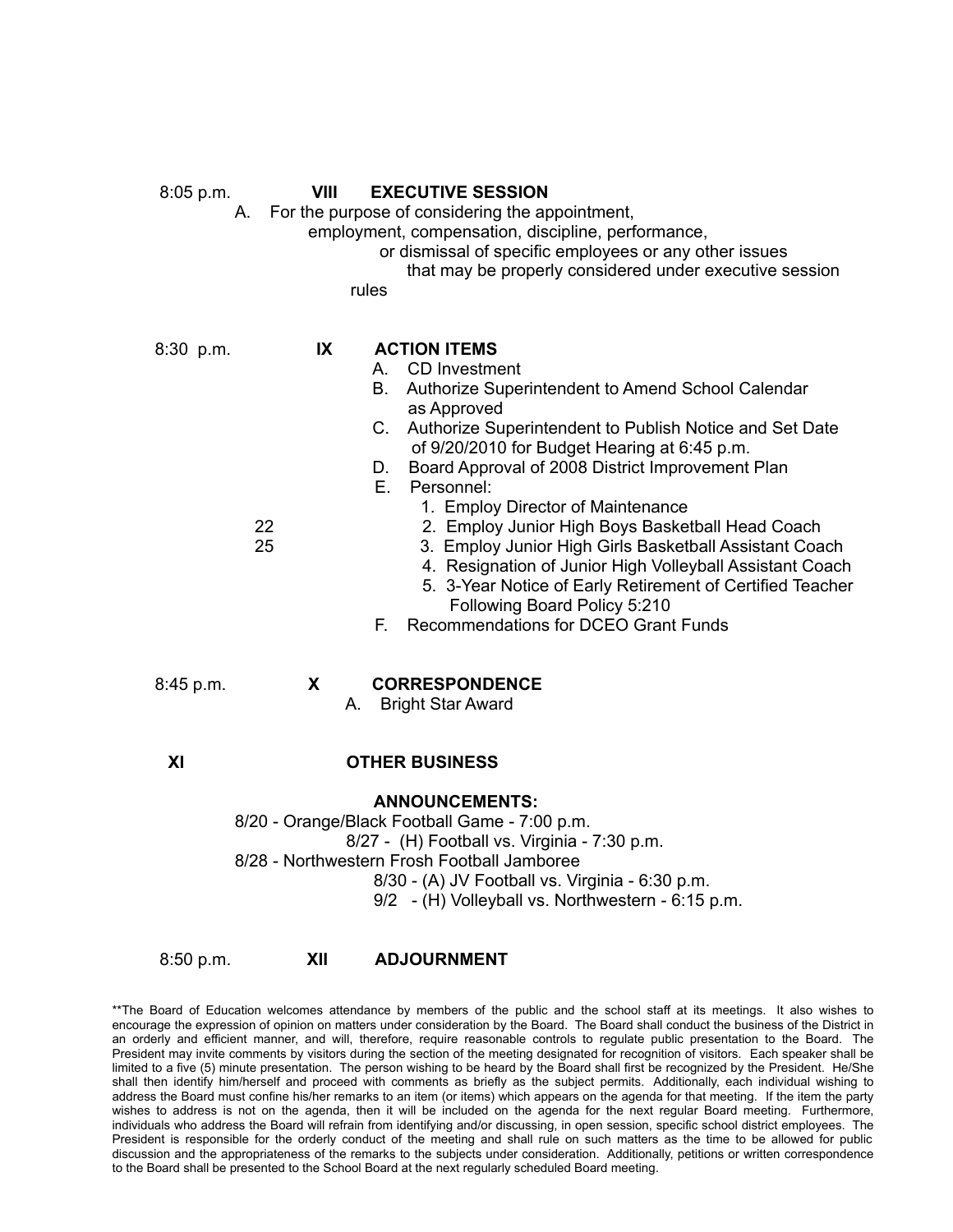8:05 p.m. **VIII EXECUTIVE SESSION**

A. For the purpose of considering the appointment, employment, compensation, discipline, performance, or dismissal of specific employees or any other issues that may be properly considered under executive session rules

8:30 p.m. **IX ACTION ITEMS**

A. CD Investment

B. Authorize Superintendent to Amend School Calendar as Approved

C. Authorize Superintendent to Publish Notice and Set Date of 9/20/2010 for Budget Hearing at 6:45 p.m.

D. Board Approval of 2008 District Improvement Plan

E. Personnel:

1. Employ Director of Maintenance
2. Employ Junior High Boys Basketball Head Coach (22)
3. Employ Junior High Girls Basketball Assistant Coach (25)
4. Resignation of Junior High Volleyball Assistant Coach
5. 3-Year Notice of Early Retirement of Certified Teacher Following Board Policy 5:210

F. Recommendations for DCEO Grant Funds

8:45 p.m. **X CORRESPONDENCE**

A. Bright Star Award

**XI OTHER BUSINESS**

**ANNOUNCEMENTS:**

8/20 - Orange/Black Football Game - 7:00 p.m.

8/27 - (H) Football vs. Virginia - 7:30 p.m.

8/28 - Northwestern Frosh Football Jamboree

8/30 - (A) JV Football vs. Virginia - 6:30 p.m.

9/2 - (H) Volleyball vs. Northwestern - 6:15 p.m.

8:50 p.m. **XII ADJOURNMENT**

**The Board of Education welcomes attendance by members of the public and the school staff at its meetings. It also wishes to encourage the expression of opinion on matters under consideration by the Board. The Board shall conduct the business of the District in an orderly and efficient manner, and will, therefore, require reasonable controls to regulate public presentation to the Board. The President may invite comments by visitors during the section of the meeting designated for recognition of visitors. Each speaker shall be limited to a five (5) minute presentation. The person wishing to be heard by the Board shall first be recognized by the President. He/She shall then identify him/herself and proceed with comments as briefly as the subject permits. Additionally, each individual wishing to address the Board must confine his/her remarks to an item (or items) which appears on the agenda for that meeting. If the item the party wishes to address is not on the agenda, then it will be included on the agenda for the next regular Board meeting. Furthermore, individuals who address the Board will refrain from identifying and/or discussing, in open session, specific school district employees. The President is responsible for the orderly conduct of the meeting and shall rule on such matters as the time to be allowed for public discussion and the appropriateness of the remarks to the subjects under consideration. Additionally, petitions or written correspondence to the Board shall be presented to the School Board at the next regularly scheduled Board meeting.